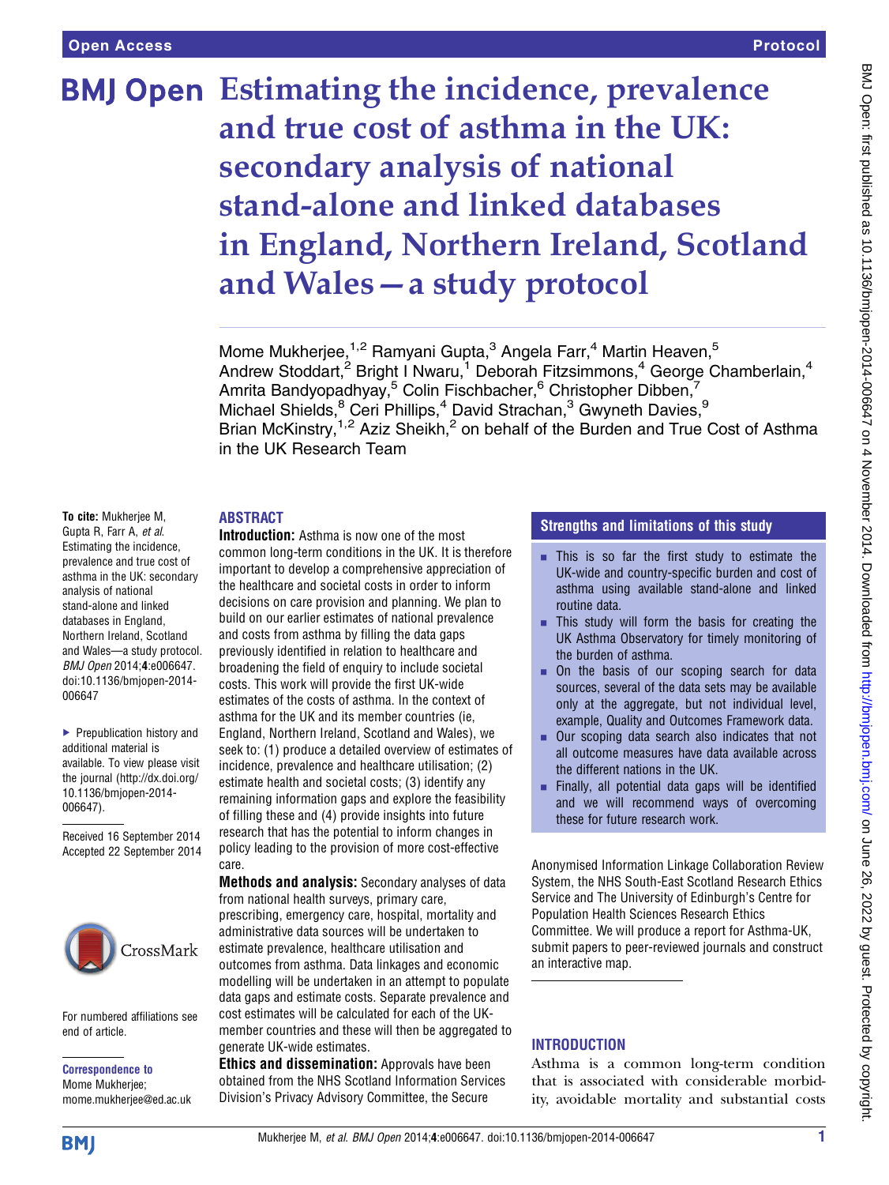# Estimating the incidence, prevalence and true cost of asthma in the UK: secondary analysis of national stand-alone and linked databases in England, Northern Ireland, Scotland and Wales—a study protocol

Mome Mukherjee,[1,2] Ramyani Gupta,[3] Angela Farr,[4] Martin Heaven,[5] Andrew Stoddart,[2] Bright I Nwaru,[1] Deborah Fitzsimmons,[4] George Chamberlain,[4] Amrita Bandyopadhyay,[5] Colin Fischbacher,[6] Christopher Dibben,[7] Michael Shields,[8] Ceri Phillips,[4] David Strachan,[3] Gwyneth Davies,[9] Brian McKinstry,[1,2] Aziz Sheikh,[2] on behalf of the Burden and True Cost of Asthma in the UK Research Team

**To cite:** Mukherjee M, Gupta R, Farr A, *et al*. Estimating the incidence, prevalence and true cost of asthma in the UK: secondary analysis of national stand-alone and linked databases in England, Northern Ireland, Scotland and Wales—a study protocol. *BMJ Open* 2014;**4**:e006647. doi:10.1136/bmjopen-2014-006647

- Prepublication history and additional material is available. To view please visit the journal (http://dx.doi.org/10.1136/bmjopen-2014-006647).

Received 16 September 2014
Accepted 22 September 2014

For numbered affiliations see end of article.

**Correspondence to**
Mome Mukherjee;
mome.mukherjee@ed.ac.uk

## ABSTRACT

**Introduction:** Asthma is now one of the most common long-term conditions in the UK. It is therefore important to develop a comprehensive appreciation of the healthcare and societal costs in order to inform decisions on care provision and planning. We plan to build on our earlier estimates of national prevalence and costs from asthma by filling the data gaps previously identified in relation to healthcare and broadening the field of enquiry to include societal costs. This work will provide the first UK-wide estimates of the costs of asthma. In the context of asthma for the UK and its member countries (ie, England, Northern Ireland, Scotland and Wales), we seek to: (1) produce a detailed overview of estimates of incidence, prevalence and healthcare utilisation; (2) estimate health and societal costs; (3) identify any remaining information gaps and explore the feasibility of filling these and (4) provide insights into future research that has the potential to inform changes in policy leading to the provision of more cost-effective care.

**Methods and analysis:** Secondary analyses of data from national health surveys, primary care, prescribing, emergency care, hospital, mortality and administrative data sources will be undertaken to estimate prevalence, healthcare utilisation and outcomes from asthma. Data linkages and economic modelling will be undertaken in an attempt to populate data gaps and estimate costs. Separate prevalence and cost estimates will be calculated for each of the UK-member countries and these will then be aggregated to generate UK-wide estimates.

**Ethics and dissemination:** Approvals have been obtained from the NHS Scotland Information Services Division's Privacy Advisory Committee, the Secure Anonymised Information Linkage Collaboration Review System, the NHS South-East Scotland Research Ethics Service and The University of Edinburgh's Centre for Population Health Sciences Research Ethics Committee. We will produce a report for Asthma-UK, submit papers to peer-reviewed journals and construct an interactive map.

### Strengths and limitations of this study

- This is so far the first study to estimate the UK-wide and country-specific burden and cost of asthma using available stand-alone and linked routine data.
- This study will form the basis for creating the UK Asthma Observatory for timely monitoring of the burden of asthma.
- On the basis of our scoping search for data sources, several of the data sets may be available only at the aggregate, but not individual level, example, Quality and Outcomes Framework data.
- Our scoping data search also indicates that not all outcome measures have data available across the different nations in the UK.
- Finally, all potential data gaps will be identified and we will recommend ways of overcoming these for future research work.

## INTRODUCTION

Asthma is a common long-term condition that is associated with considerable morbidity, avoidable mortality and substantial costs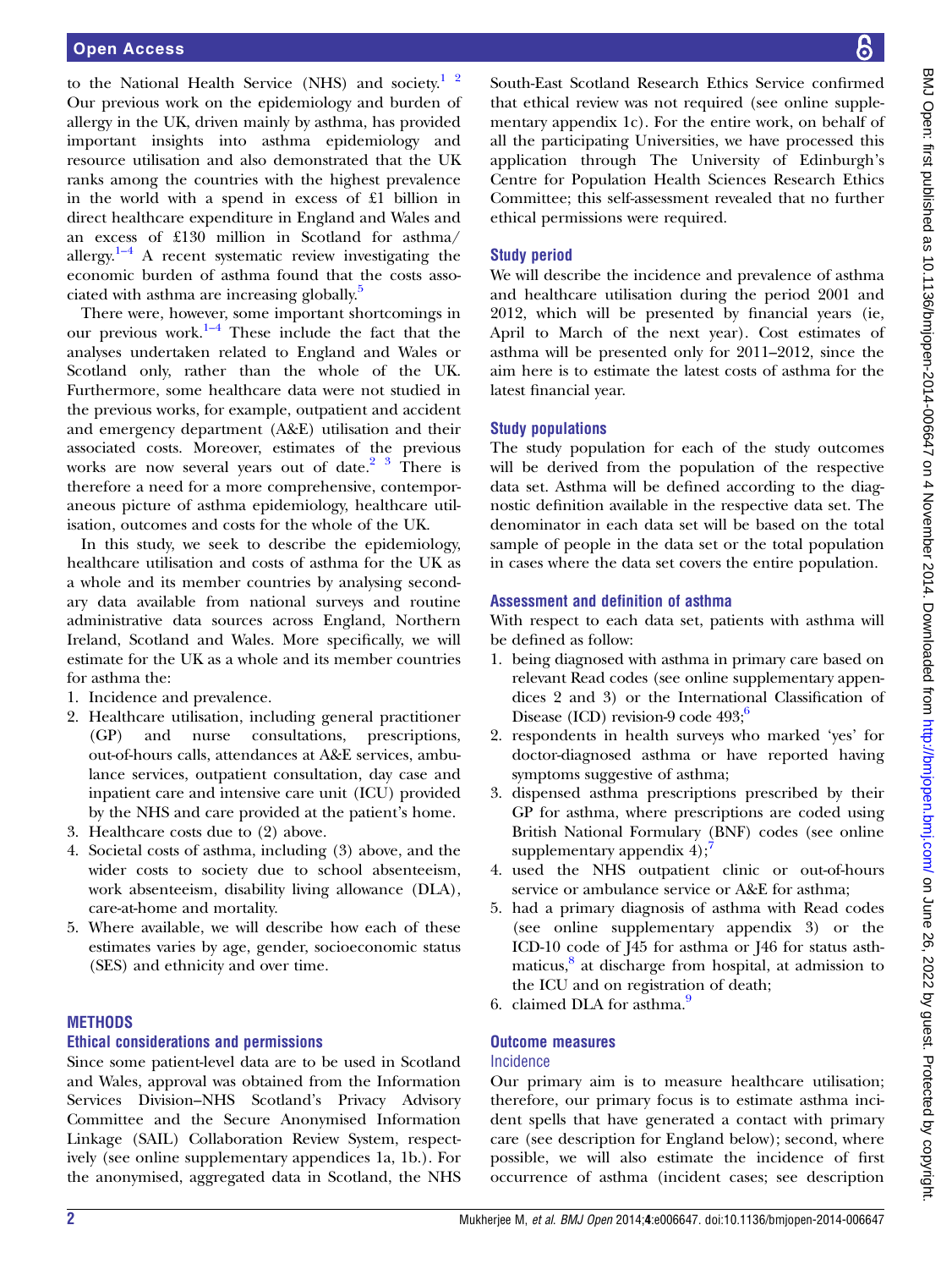to the National Health Service (NHS) and society.[1 2] Our previous work on the epidemiology and burden of allergy in the UK, driven mainly by asthma, has provided important insights into asthma epidemiology and resource utilisation and also demonstrated that the UK ranks among the countries with the highest prevalence in the world with a spend in excess of £1 billion in direct healthcare expenditure in England and Wales and an excess of £130 million in Scotland for asthma/allergy.[1–4] A recent systematic review investigating the economic burden of asthma found that the costs associated with asthma are increasing globally.[5]

There were, however, some important shortcomings in our previous work.[1–4] These include the fact that the analyses undertaken related to England and Wales or Scotland only, rather than the whole of the UK. Furthermore, some healthcare data were not studied in the previous works, for example, outpatient and accident and emergency department (A&E) utilisation and their associated costs. Moreover, estimates of the previous works are now several years out of date.[2 3] There is therefore a need for a more comprehensive, contemporaneous picture of asthma epidemiology, healthcare utilisation, outcomes and costs for the whole of the UK.

In this study, we seek to describe the epidemiology, healthcare utilisation and costs of asthma for the UK as a whole and its member countries by analysing secondary data available from national surveys and routine administrative data sources across England, Northern Ireland, Scotland and Wales. More specifically, we will estimate for the UK as a whole and its member countries for asthma the:

1. Incidence and prevalence.
2. Healthcare utilisation, including general practitioner (GP) and nurse consultations, prescriptions, out-of-hours calls, attendances at A&E services, ambulance services, outpatient consultation, day case and inpatient care and intensive care unit (ICU) provided by the NHS and care provided at the patient's home.
3. Healthcare costs due to (2) above.
4. Societal costs of asthma, including (3) above, and the wider costs to society due to school absenteeism, work absenteeism, disability living allowance (DLA), care-at-home and mortality.
5. Where available, we will describe how each of these estimates varies by age, gender, socioeconomic status (SES) and ethnicity and over time.

## METHODS

### Ethical considerations and permissions

Since some patient-level data are to be used in Scotland and Wales, approval was obtained from the Information Services Division–NHS Scotland's Privacy Advisory Committee and the Secure Anonymised Information Linkage (SAIL) Collaboration Review System, respectively (see online supplementary appendices 1a, 1b.). For the anonymised, aggregated data in Scotland, the NHS South-East Scotland Research Ethics Service confirmed that ethical review was not required (see online supplementary appendix 1c). For the entire work, on behalf of all the participating Universities, we have processed this application through The University of Edinburgh's Centre for Population Health Sciences Research Ethics Committee; this self-assessment revealed that no further ethical permissions were required.

### Study period

We will describe the incidence and prevalence of asthma and healthcare utilisation during the period 2001 and 2012, which will be presented by financial years (ie, April to March of the next year). Cost estimates of asthma will be presented only for 2011–2012, since the aim here is to estimate the latest costs of asthma for the latest financial year.

### Study populations

The study population for each of the study outcomes will be derived from the population of the respective data set. Asthma will be defined according to the diagnostic definition available in the respective data set. The denominator in each data set will be based on the total sample of people in the data set or the total population in cases where the data set covers the entire population.

### Assessment and definition of asthma

With respect to each data set, patients with asthma will be defined as follow:

1. being diagnosed with asthma in primary care based on relevant Read codes (see online supplementary appendices 2 and 3) or the International Classification of Disease (ICD) revision-9 code 493;[6]
2. respondents in health surveys who marked 'yes' for doctor-diagnosed asthma or have reported having symptoms suggestive of asthma;
3. dispensed asthma prescriptions prescribed by their GP for asthma, where prescriptions are coded using British National Formulary (BNF) codes (see online supplementary appendix 4);[7]
4. used the NHS outpatient clinic or out-of-hours service or ambulance service or A&E for asthma;
5. had a primary diagnosis of asthma with Read codes (see online supplementary appendix 3) or the ICD-10 code of J45 for asthma or J46 for status asthmaticus,[8] at discharge from hospital, at admission to the ICU and on registration of death;
6. claimed DLA for asthma.[9]

### Outcome measures

#### Incidence

Our primary aim is to measure healthcare utilisation; therefore, our primary focus is to estimate asthma incident spells that have generated a contact with primary care (see description for England below); second, where possible, we will also estimate the incidence of first occurrence of asthma (incident cases; see description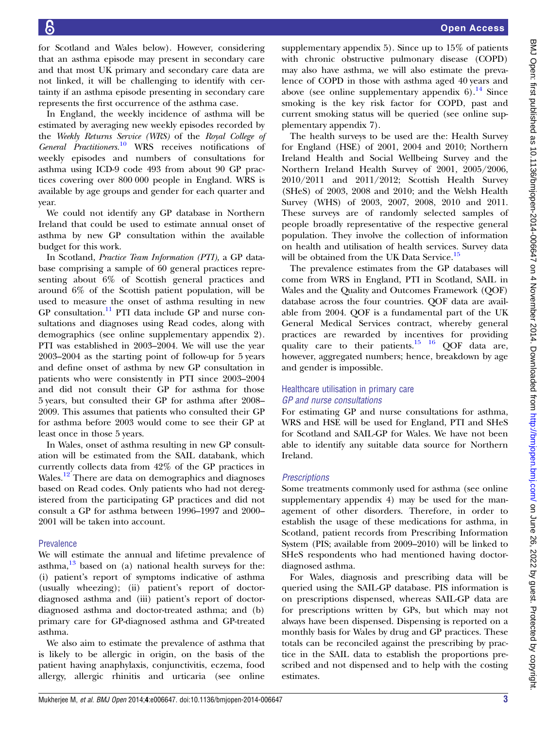for Scotland and Wales below). However, considering that an asthma episode may present in secondary care and that most UK primary and secondary care data are not linked, it will be challenging to identify with certainty if an asthma episode presenting in secondary care represents the first occurrence of the asthma case.

In England, the weekly incidence of asthma will be estimated by averaging new weekly episodes recorded by the *Weekly Returns Service (WRS)* of the *Royal College of General Practitioners*.[10] WRS receives notifications of weekly episodes and numbers of consultations for asthma using ICD-9 code 493 from about 90 GP practices covering over 800 000 people in England. WRS is available by age groups and gender for each quarter and year.

We could not identify any GP database in Northern Ireland that could be used to estimate annual onset of asthma by new GP consultation within the available budget for this work.

In Scotland, *Practice Team Information (PTI),* a GP database comprising a sample of 60 general practices representing about 6% of Scottish general practices and around 6% of the Scottish patient population, will be used to measure the onset of asthma resulting in new GP consultation.[11] PTI data include GP and nurse consultations and diagnoses using Read codes, along with demographics (see online supplementary appendix 2). PTI was established in 2003–2004. We will use the year 2003–2004 as the starting point of follow-up for 5 years and define onset of asthma by new GP consultation in patients who were consistently in PTI since 2003–2004 and did not consult their GP for asthma for those 5 years, but consulted their GP for asthma after 2008–2009. This assumes that patients who consulted their GP for asthma before 2003 would come to see their GP at least once in those 5 years.

In Wales, onset of asthma resulting in new GP consultation will be estimated from the SAIL databank, which currently collects data from 42% of the GP practices in Wales.[12] There are data on demographics and diagnoses based on Read codes. Only patients who had not deregistered from the participating GP practices and did not consult a GP for asthma between 1996–1997 and 2000–2001 will be taken into account.

### Prevalence

We will estimate the annual and lifetime prevalence of asthma,[13] based on (a) national health surveys for the: (i) patient's report of symptoms indicative of asthma (usually wheezing); (ii) patient's report of doctor-diagnosed asthma and (iii) patient's report of doctor-diagnosed asthma and doctor-treated asthma; and (b) primary care for GP-diagnosed asthma and GP-treated asthma.

We also aim to estimate the prevalence of asthma that is likely to be allergic in origin, on the basis of the patient having anaphylaxis, conjunctivitis, eczema, food allergy, allergic rhinitis and urticaria (see online supplementary appendix 5). Since up to 15% of patients with chronic obstructive pulmonary disease (COPD) may also have asthma, we will also estimate the prevalence of COPD in those with asthma aged 40 years and above (see online supplementary appendix 6).[14] Since smoking is the key risk factor for COPD, past and current smoking status will be queried (see online supplementary appendix 7).

The health surveys to be used are the: Health Survey for England (HSE) of 2001, 2004 and 2010; Northern Ireland Health and Social Wellbeing Survey and the Northern Ireland Health Survey of 2001, 2005/2006, 2010/2011 and 2011/2012; Scottish Health Survey (SHeS) of 2003, 2008 and 2010; and the Welsh Health Survey (WHS) of 2003, 2007, 2008, 2010 and 2011. These surveys are of randomly selected samples of people broadly representative of the respective general population. They involve the collection of information on health and utilisation of health services. Survey data will be obtained from the UK Data Service.[15]

The prevalence estimates from the GP databases will come from WRS in England, PTI in Scotland, SAIL in Wales and the Quality and Outcomes Framework (QOF) database across the four countries. QOF data are available from 2004. QOF is a fundamental part of the UK General Medical Services contract, whereby general practices are rewarded by incentives for providing quality care to their patients.[15 16] QOF data are, however, aggregated numbers; hence, breakdown by age and gender is impossible.

### Healthcare utilisation in primary care

#### *GP and nurse consultations*

For estimating GP and nurse consultations for asthma, WRS and HSE will be used for England, PTI and SHeS for Scotland and SAIL-GP for Wales. We have not been able to identify any suitable data source for Northern Ireland.

#### *Prescriptions*

Some treatments commonly used for asthma (see online supplementary appendix 4) may be used for the management of other disorders. Therefore, in order to establish the usage of these medications for asthma, in Scotland, patient records from Prescribing Information System (PIS; available from 2009–2010) will be linked to SHeS respondents who had mentioned having doctor-diagnosed asthma.

For Wales, diagnosis and prescribing data will be queried using the SAIL-GP database. PIS information is on prescriptions dispensed, whereas SAIL-GP data are for prescriptions written by GPs, but which may not always have been dispensed. Dispensing is reported on a monthly basis for Wales by drug and GP practices. These totals can be reconciled against the prescribing by practice in the SAIL data to establish the proportions prescribed and not dispensed and to help with the costing estimates.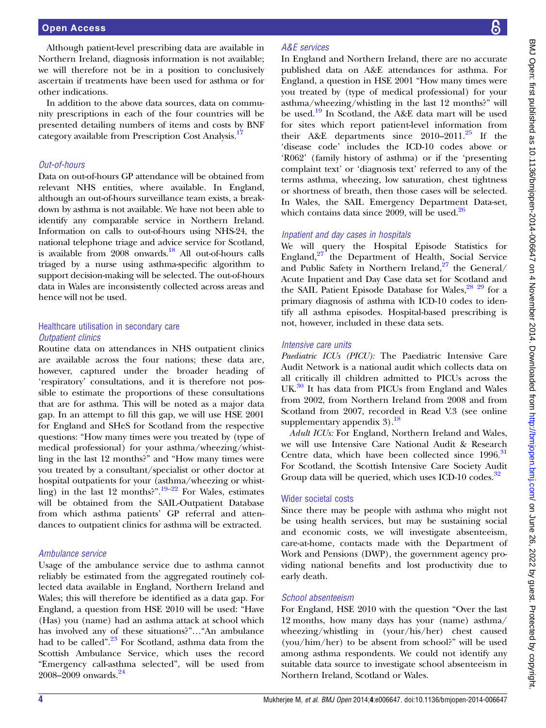Although patient-level prescribing data are available in Northern Ireland, diagnosis information is not available; we will therefore not be in a position to conclusively ascertain if treatments have been used for asthma or for other indications.

In addition to the above data sources, data on community prescriptions in each of the four countries will be presented detailing numbers of items and costs by BNF category available from Prescription Cost Analysis.[17]

### *Out-of-hours*

Data on out-of-hours GP attendance will be obtained from relevant NHS entities, where available. In England, although an out-of-hours surveillance team exists, a breakdown by asthma is not available. We have not been able to identify any comparable service in Northern Ireland. Information on calls to out-of-hours using NHS-24, the national telephone triage and advice service for Scotland, is available from 2008 onwards.[18] All out-of-hours calls triaged by a nurse using asthma-specific algorithm to support decision-making will be selected. The out-of-hours data in Wales are inconsistently collected across areas and hence will not be used.

## Healthcare utilisation in secondary care

### *Outpatient clinics*

Routine data on attendances in NHS outpatient clinics are available across the four nations; these data are, however, captured under the broader heading of 'respiratory' consultations, and it is therefore not possible to estimate the proportions of these consultations that are for asthma. This will be noted as a major data gap. In an attempt to fill this gap, we will use HSE 2001 for England and SHeS for Scotland from the respective questions: "How many times were you treated by (type of medical professional) for your asthma/wheezing/whistling in the last 12 months?" and "How many times were you treated by a consultant/specialist or other doctor at hospital outpatients for your (asthma/wheezing or whistling) in the last 12 months?".[19–22] For Wales, estimates will be obtained from the SAIL-Outpatient Database from which asthma patients' GP referral and attendances to outpatient clinics for asthma will be extracted.

### *Ambulance service*

Usage of the ambulance service due to asthma cannot reliably be estimated from the aggregated routinely collected data available in England, Northern Ireland and Wales; this will therefore be identified as a data gap. For England, a question from HSE 2010 will be used: "Have (Has) you (name) had an asthma attack at school which has involved any of these situations?"…"An ambulance had to be called".[23] For Scotland, asthma data from the Scottish Ambulance Service, which uses the record "Emergency call-asthma selected", will be used from 2008–2009 onwards.[24]

### *A&E services*

In England and Northern Ireland, there are no accurate published data on A&E attendances for asthma. For England, a question in HSE 2001 "How many times were you treated by (type of medical professional) for your asthma/wheezing/whistling in the last 12 months?" will be used.[19] In Scotland, the A&E data mart will be used for sites which report patient-level information from their A&E departments since 2010–2011.[25] If the 'disease code' includes the ICD-10 codes above or 'R062' (family history of asthma) or if the 'presenting complaint text' or 'diagnosis text' referred to any of the terms asthma, wheezing, low saturation, chest tightness or shortness of breath, then those cases will be selected. In Wales, the SAIL Emergency Department Data-set, which contains data since 2009, will be used.[26]

### *Inpatient and day cases in hospitals*

We will query the Hospital Episode Statistics for England,[27] the Department of Health, Social Service and Public Safety in Northern Ireland,[27] the General/Acute Inpatient and Day Case data set for Scotland and the SAIL Patient Episode Database for Wales,[28 29] for a primary diagnosis of asthma with ICD-10 codes to identify all asthma episodes. Hospital-based prescribing is not, however, included in these data sets.

### *Intensive care units*

*Paediatric ICUs (PICU):* The Paediatric Intensive Care Audit Network is a national audit which collects data on all critically ill children admitted to PICUs across the UK.[30] It has data from PICUs from England and Wales from 2002, from Northern Ireland from 2008 and from Scotland from 2007, recorded in Read V.3 (see online supplementary appendix 3).[18]

*Adult ICUs:* For England, Northern Ireland and Wales, we will use Intensive Care National Audit & Research Centre data, which have been collected since 1996.[31] For Scotland, the Scottish Intensive Care Society Audit Group data will be queried, which uses ICD-10 codes.[32]

## Wider societal costs

Since there may be people with asthma who might not be using health services, but may be sustaining social and economic costs, we will investigate absenteeism, care-at-home, contacts made with the Department of Work and Pensions (DWP), the government agency providing national benefits and lost productivity due to early death.

### *School absenteeism*

For England, HSE 2010 with the question "Over the last 12 months, how many days has your (name) asthma/wheezing/whistling in (your/his/her) chest caused (you/him/her) to be absent from school?" will be used among asthma respondents. We could not identify any suitable data source to investigate school absenteeism in Northern Ireland, Scotland or Wales.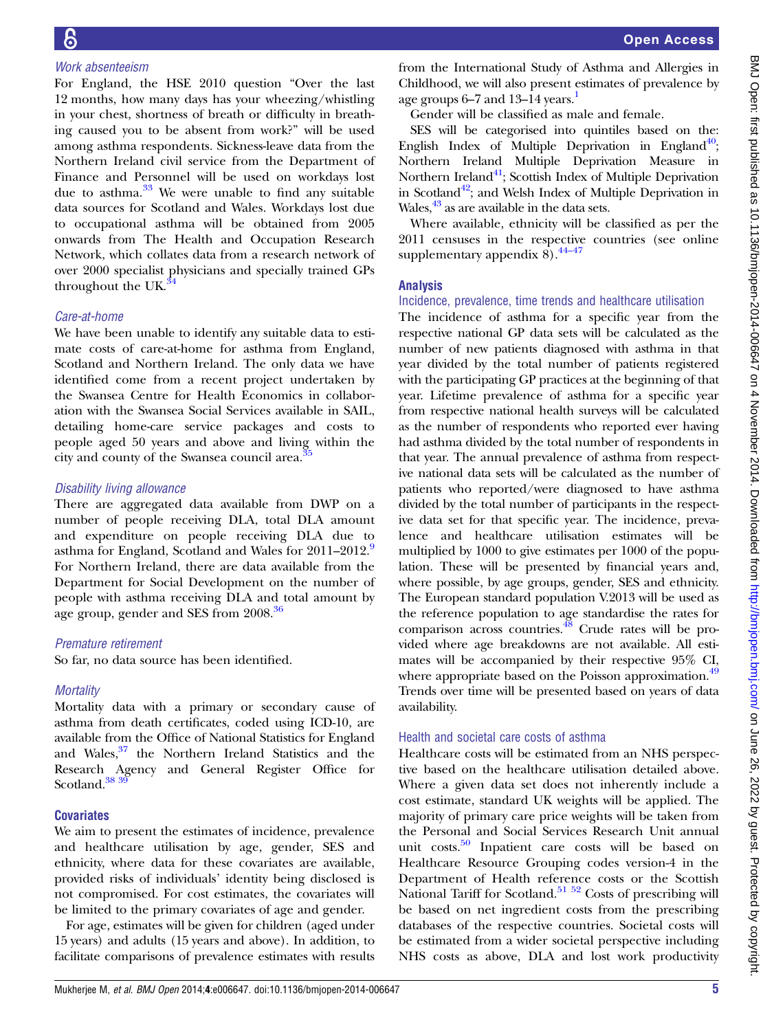### *Work absenteeism*

For England, the HSE 2010 question "Over the last 12 months, how many days has your wheezing/whistling in your chest, shortness of breath or difficulty in breathing caused you to be absent from work?" will be used among asthma respondents. Sickness-leave data from the Northern Ireland civil service from the Department of Finance and Personnel will be used on workdays lost due to asthma.[33] We were unable to find any suitable data sources for Scotland and Wales. Workdays lost due to occupational asthma will be obtained from 2005 onwards from The Health and Occupation Research Network, which collates data from a research network of over 2000 specialist physicians and specially trained GPs throughout the UK.[34]

### *Care-at-home*

We have been unable to identify any suitable data to estimate costs of care-at-home for asthma from England, Scotland and Northern Ireland. The only data we have identified come from a recent project undertaken by the Swansea Centre for Health Economics in collaboration with the Swansea Social Services available in SAIL, detailing home-care service packages and costs to people aged 50 years and above and living within the city and county of the Swansea council area.[35]

### *Disability living allowance*

There are aggregated data available from DWP on a number of people receiving DLA, total DLA amount and expenditure on people receiving DLA due to asthma for England, Scotland and Wales for 2011–2012.[9] For Northern Ireland, there are data available from the Department for Social Development on the number of people with asthma receiving DLA and total amount by age group, gender and SES from 2008.[36]

### *Premature retirement*

So far, no data source has been identified.

### *Mortality*

Mortality data with a primary or secondary cause of asthma from death certificates, coded using ICD-10, are available from the Office of National Statistics for England and Wales,[37] the Northern Ireland Statistics and the Research Agency and General Register Office for Scotland.[38 39]

## Covariates

We aim to present the estimates of incidence, prevalence and healthcare utilisation by age, gender, SES and ethnicity, where data for these covariates are available, provided risks of individuals' identity being disclosed is not compromised. For cost estimates, the covariates will be limited to the primary covariates of age and gender.

For age, estimates will be given for children (aged under 15 years) and adults (15 years and above). In addition, to facilitate comparisons of prevalence estimates with results from the International Study of Asthma and Allergies in Childhood, we will also present estimates of prevalence by age groups 6–7 and 13–14 years.[1]

Gender will be classified as male and female.

SES will be categorised into quintiles based on the: English Index of Multiple Deprivation in England[40]; Northern Ireland Multiple Deprivation Measure in Northern Ireland[41]; Scottish Index of Multiple Deprivation in Scotland[42]; and Welsh Index of Multiple Deprivation in Wales,[43] as are available in the data sets.

Where available, ethnicity will be classified as per the 2011 censuses in the respective countries (see online supplementary appendix 8).[44–47]

## Analysis

### Incidence, prevalence, time trends and healthcare utilisation

The incidence of asthma for a specific year from the respective national GP data sets will be calculated as the number of new patients diagnosed with asthma in that year divided by the total number of patients registered with the participating GP practices at the beginning of that year. Lifetime prevalence of asthma for a specific year from respective national health surveys will be calculated as the number of respondents who reported ever having had asthma divided by the total number of respondents in that year. The annual prevalence of asthma from respective national data sets will be calculated as the number of patients who reported/were diagnosed to have asthma divided by the total number of participants in the respective data set for that specific year. The incidence, prevalence and healthcare utilisation estimates will be multiplied by 1000 to give estimates per 1000 of the population. These will be presented by financial years and, where possible, by age groups, gender, SES and ethnicity. The European standard population V.2013 will be used as the reference population to age standardise the rates for comparison across countries.[48] Crude rates will be provided where age breakdowns are not available. All estimates will be accompanied by their respective 95% CI, where appropriate based on the Poisson approximation.[49] Trends over time will be presented based on years of data availability.

### Health and societal care costs of asthma

Healthcare costs will be estimated from an NHS perspective based on the healthcare utilisation detailed above. Where a given data set does not inherently include a cost estimate, standard UK weights will be applied. The majority of primary care price weights will be taken from the Personal and Social Services Research Unit annual unit costs.[50] Inpatient care costs will be based on Healthcare Resource Grouping codes version-4 in the Department of Health reference costs or the Scottish National Tariff for Scotland.[51 52] Costs of prescribing will be based on net ingredient costs from the prescribing databases of the respective countries. Societal costs will be estimated from a wider societal perspective including NHS costs as above, DLA and lost work productivity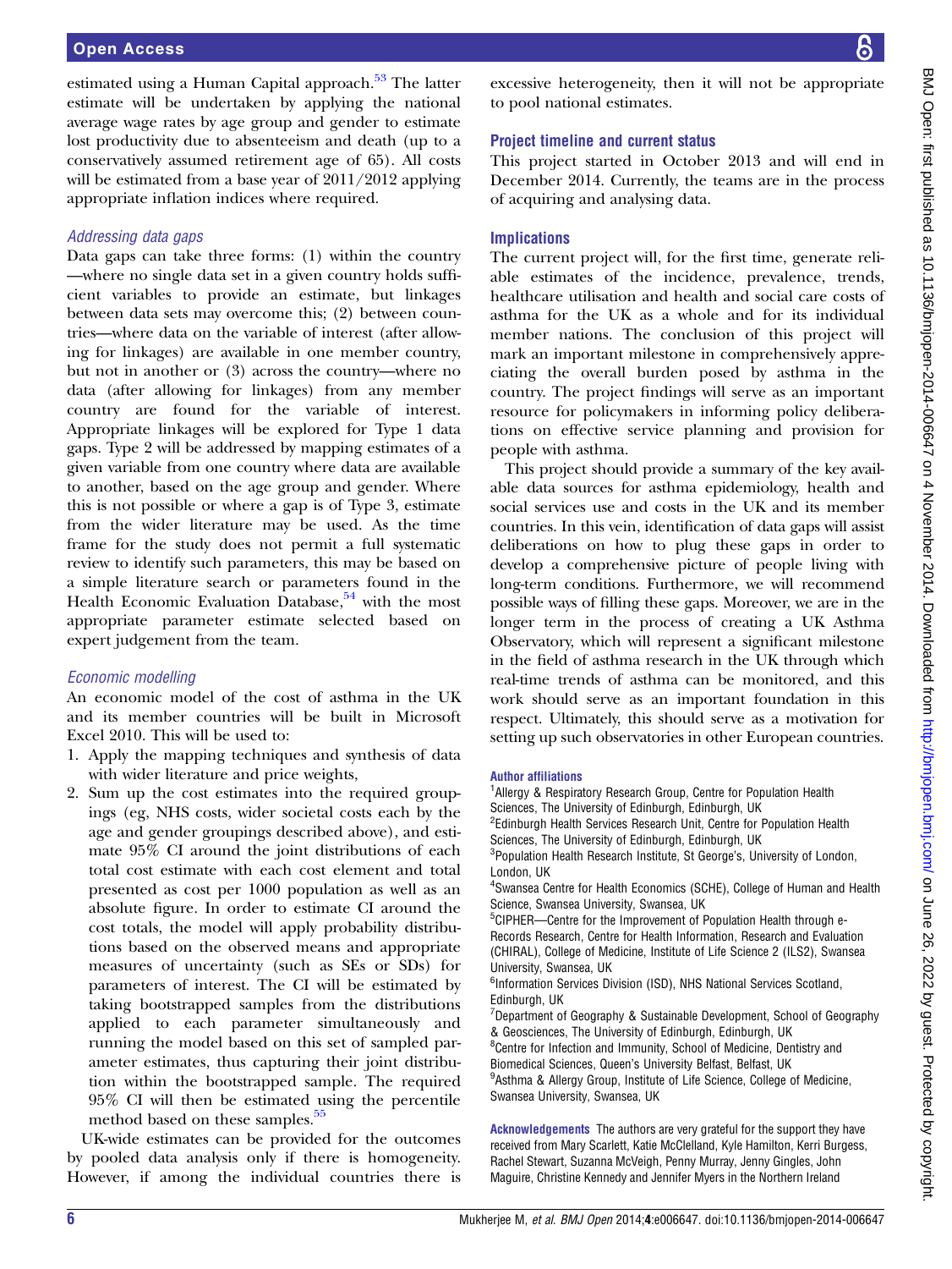estimated using a Human Capital approach.[53] The latter estimate will be undertaken by applying the national average wage rates by age group and gender to estimate lost productivity due to absenteeism and death (up to a conservatively assumed retirement age of 65). All costs will be estimated from a base year of 2011/2012 applying appropriate inflation indices where required.

### *Addressing data gaps*

Data gaps can take three forms: (1) within the country—where no single data set in a given country holds sufficient variables to provide an estimate, but linkages between data sets may overcome this; (2) between countries—where data on the variable of interest (after allowing for linkages) are available in one member country, but not in another or (3) across the country—where no data (after allowing for linkages) from any member country are found for the variable of interest. Appropriate linkages will be explored for Type 1 data gaps. Type 2 will be addressed by mapping estimates of a given variable from one country where data are available to another, based on the age group and gender. Where this is not possible or where a gap is of Type 3, estimate from the wider literature may be used. As the time frame for the study does not permit a full systematic review to identify such parameters, this may be based on a simple literature search or parameters found in the Health Economic Evaluation Database,[54] with the most appropriate parameter estimate selected based on expert judgement from the team.

### *Economic modelling*

An economic model of the cost of asthma in the UK and its member countries will be built in Microsoft Excel 2010. This will be used to:

1. Apply the mapping techniques and synthesis of data with wider literature and price weights,
2. Sum up the cost estimates into the required groupings (eg, NHS costs, wider societal costs each by the age and gender groupings described above), and estimate 95% CI around the joint distributions of each total cost estimate with each cost element and total presented as cost per 1000 population as well as an absolute figure. In order to estimate CI around the cost totals, the model will apply probability distributions based on the observed means and appropriate measures of uncertainty (such as SEs or SDs) for parameters of interest. The CI will be estimated by taking bootstrapped samples from the distributions applied to each parameter simultaneously and running the model based on this set of sampled parameter estimates, thus capturing their joint distribution within the bootstrapped sample. The required 95% CI will then be estimated using the percentile method based on these samples.[55]

UK-wide estimates can be provided for the outcomes by pooled data analysis only if there is homogeneity. However, if among the individual countries there is excessive heterogeneity, then it will not be appropriate to pool national estimates.

## Project timeline and current status

This project started in October 2013 and will end in December 2014. Currently, the teams are in the process of acquiring and analysing data.

## Implications

The current project will, for the first time, generate reliable estimates of the incidence, prevalence, trends, healthcare utilisation and health and social care costs of asthma for the UK as a whole and for its individual member nations. The conclusion of this project will mark an important milestone in comprehensively appreciating the overall burden posed by asthma in the country. The project findings will serve as an important resource for policymakers in informing policy deliberations on effective service planning and provision for people with asthma.

This project should provide a summary of the key available data sources for asthma epidemiology, health and social services use and costs in the UK and its member countries. In this vein, identification of data gaps will assist deliberations on how to plug these gaps in order to develop a comprehensive picture of people living with long-term conditions. Furthermore, we will recommend possible ways of filling these gaps. Moreover, we are in the longer term in the process of creating a UK Asthma Observatory, which will represent a significant milestone in the field of asthma research in the UK through which real-time trends of asthma can be monitored, and this work should serve as an important foundation in this respect. Ultimately, this should serve as a motivation for setting up such observatories in other European countries.

**Author affiliations**

[1]Allergy & Respiratory Research Group, Centre for Population Health Sciences, The University of Edinburgh, Edinburgh, UK
[2]Edinburgh Health Services Research Unit, Centre for Population Health Sciences, The University of Edinburgh, Edinburgh, UK
[3]Population Health Research Institute, St George's, University of London, London, UK
[4]Swansea Centre for Health Economics (SCHE), College of Human and Health Science, Swansea University, Swansea, UK
[5]CIPHER—Centre for the Improvement of Population Health through e-Records Research, Centre for Health Information, Research and Evaluation (CHIRAL), College of Medicine, Institute of Life Science 2 (ILS2), Swansea University, Swansea, UK
[6]Information Services Division (ISD), NHS National Services Scotland, Edinburgh, UK
[7]Department of Geography & Sustainable Development, School of Geography & Geosciences, The University of Edinburgh, Edinburgh, UK
[8]Centre for Infection and Immunity, School of Medicine, Dentistry and Biomedical Sciences, Queen's University Belfast, Belfast, UK
[9]Asthma & Allergy Group, Institute of Life Science, College of Medicine, Swansea University, Swansea, UK

**Acknowledgements** The authors are very grateful for the support they have received from Mary Scarlett, Katie McClelland, Kyle Hamilton, Kerri Burgess, Rachel Stewart, Suzanna McVeigh, Penny Murray, Jenny Gingles, John Maguire, Christine Kennedy and Jennifer Myers in the Northern Ireland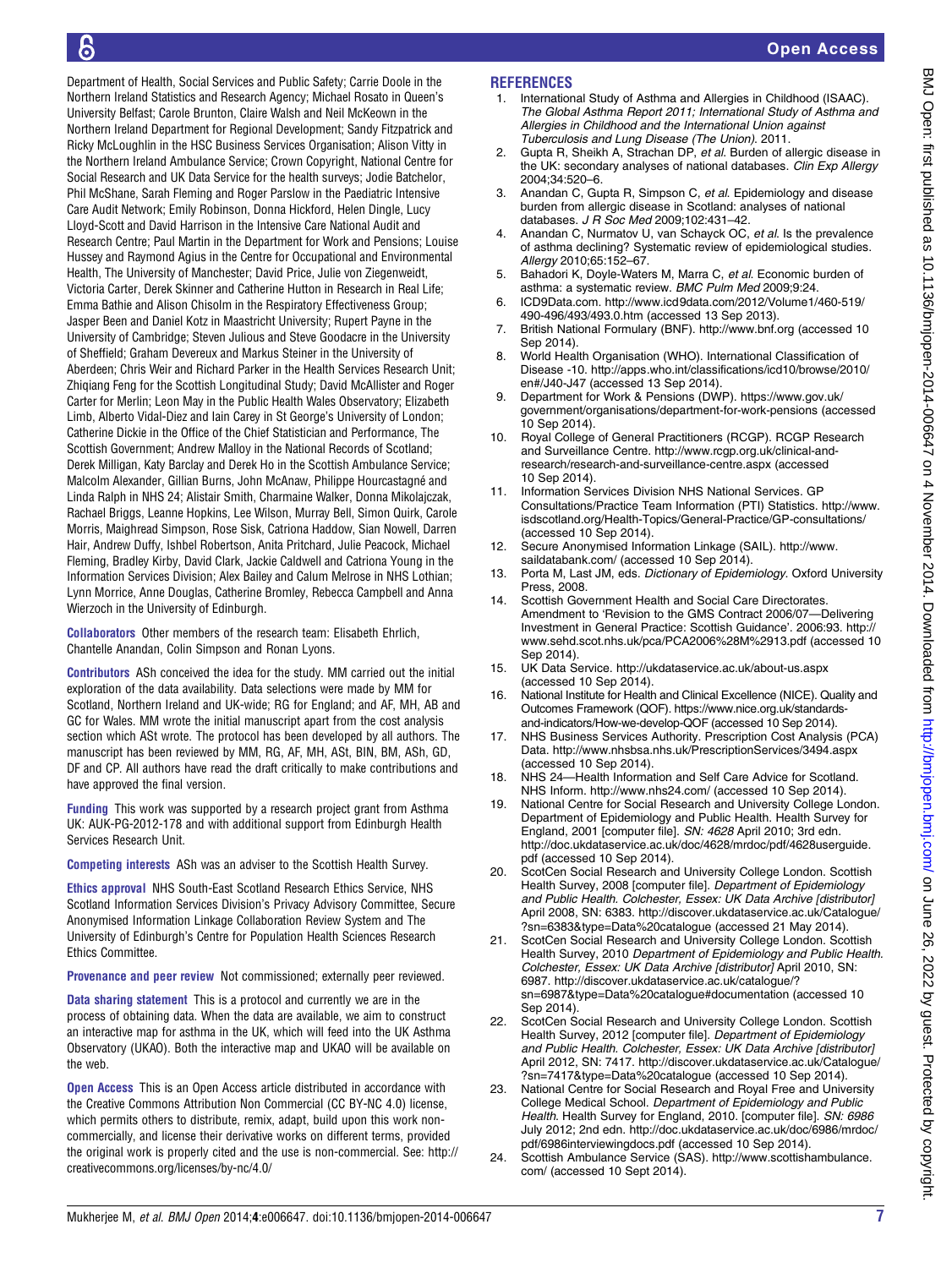Department of Health, Social Services and Public Safety; Carrie Doole in the Northern Ireland Statistics and Research Agency; Michael Rosato in Queen's University Belfast; Carole Brunton, Claire Walsh and Neil McKeown in the Northern Ireland Department for Regional Development; Sandy Fitzpatrick and Ricky McLoughlin in the HSC Business Services Organisation; Alison Vitty in the Northern Ireland Ambulance Service; Crown Copyright, National Centre for Social Research and UK Data Service for the health surveys; Jodie Batchelor, Phil McShane, Sarah Fleming and Roger Parslow in the Paediatric Intensive Care Audit Network; Emily Robinson, Donna Hickford, Helen Dingle, Lucy Lloyd-Scott and David Harrison in the Intensive Care National Audit and Research Centre; Paul Martin in the Department for Work and Pensions; Louise Hussey and Raymond Agius in the Centre for Occupational and Environmental Health, The University of Manchester; David Price, Julie von Ziegenweidt, Victoria Carter, Derek Skinner and Catherine Hutton in Research in Real Life; Emma Bathie and Alison Chisolm in the Respiratory Effectiveness Group; Jasper Been and Daniel Kotz in Maastricht University; Rupert Payne in the University of Cambridge; Steven Julious and Steve Goodacre in the University of Sheffield; Graham Devereux and Markus Steiner in the University of Aberdeen; Chris Weir and Richard Parker in the Health Services Research Unit; Zhiqiang Feng for the Scottish Longitudinal Study; David McAllister and Roger Carter for Merlin; Leon May in the Public Health Wales Observatory; Elizabeth Limb, Alberto Vidal-Diez and Iain Carey in St George's University of London; Catherine Dickie in the Office of the Chief Statistician and Performance, The Scottish Government; Andrew Malloy in the National Records of Scotland; Derek Milligan, Katy Barclay and Derek Ho in the Scottish Ambulance Service; Malcolm Alexander, Gillian Burns, John McAnaw, Philippe Hourcastagné and Linda Ralph in NHS 24; Alistair Smith, Charmaine Walker, Donna Mikolajczak, Rachael Briggs, Leanne Hopkins, Lee Wilson, Murray Bell, Simon Quirk, Carole Morris, Maighread Simpson, Rose Sisk, Catriona Haddow, Sian Nowell, Darren Hair, Andrew Duffy, Ishbel Robertson, Anita Pritchard, Julie Peacock, Michael Fleming, Bradley Kirby, David Clark, Jackie Caldwell and Catriona Young in the Information Services Division; Alex Bailey and Calum Melrose in NHS Lothian; Lynn Morrice, Anne Douglas, Catherine Bromley, Rebecca Campbell and Anna Wierzoch in the University of Edinburgh.

**Collaborators** Other members of the research team: Elisabeth Ehrlich, Chantelle Anandan, Colin Simpson and Ronan Lyons.

**Contributors** ASh conceived the idea for the study. MM carried out the initial exploration of the data availability. Data selections were made by MM for Scotland, Northern Ireland and UK-wide; RG for England; and AF, MH, AB and GC for Wales. MM wrote the initial manuscript apart from the cost analysis section which ASt wrote. The protocol has been developed by all authors. The manuscript has been reviewed by MM, RG, AF, MH, ASt, BIN, BM, ASh, GD, DF and CP. All authors have read the draft critically to make contributions and have approved the final version.

**Funding** This work was supported by a research project grant from Asthma UK: AUK-PG-2012-178 and with additional support from Edinburgh Health Services Research Unit.

**Competing interests** ASh was an adviser to the Scottish Health Survey.

**Ethics approval** NHS South-East Scotland Research Ethics Service, NHS Scotland Information Services Division's Privacy Advisory Committee, Secure Anonymised Information Linkage Collaboration Review System and The University of Edinburgh's Centre for Population Health Sciences Research Ethics Committee.

**Provenance and peer review** Not commissioned; externally peer reviewed.

**Data sharing statement** This is a protocol and currently we are in the process of obtaining data. When the data are available, we aim to construct an interactive map for asthma in the UK, which will feed into the UK Asthma Observatory (UKAO). Both the interactive map and UKAO will be available on the web.

**Open Access** This is an Open Access article distributed in accordance with the Creative Commons Attribution Non Commercial (CC BY-NC 4.0) license, which permits others to distribute, remix, adapt, build upon this work non-commercially, and license their derivative works on different terms, provided the original work is properly cited and the use is non-commercial. See: http://creativecommons.org/licenses/by-nc/4.0/

## REFERENCES

1. International Study of Asthma and Allergies in Childhood (ISAAC). *The Global Asthma Report 2011; International Study of Asthma and Allergies in Childhood and the International Union against Tuberculosis and Lung Disease (The Union)*. 2011.
2. Gupta R, Sheikh A, Strachan DP, *et al*. Burden of allergic disease in the UK: secondary analyses of national databases. *Clin Exp Allergy* 2004;34:520–6.
3. Anandan C, Gupta R, Simpson C, *et al*. Epidemiology and disease burden from allergic disease in Scotland: analyses of national databases. *J R Soc Med* 2009;102:431–42.
4. Anandan C, Nurmatov U, van Schayck OC, *et al*. Is the prevalence of asthma declining? Systematic review of epidemiological studies. *Allergy* 2010;65:152–67.
5. Bahadori K, Doyle-Waters M, Marra C, *et al*. Economic burden of asthma: a systematic review. *BMC Pulm Med* 2009;9:24.
6. ICD9Data.com. http://www.icd9data.com/2012/Volume1/460-519/490-496/493/493.0.htm (accessed 13 Sep 2013).
7. British National Formulary (BNF). http://www.bnf.org (accessed 10 Sep 2014).
8. World Health Organisation (WHO). International Classification of Disease -10. http://apps.who.int/classifications/icd10/browse/2010/en#/J40-J47 (accessed 13 Sep 2014).
9. Department for Work & Pensions (DWP). https://www.gov.uk/government/organisations/department-for-work-pensions (accessed 10 Sep 2014).
10. Royal College of General Practitioners (RCGP). RCGP Research and Surveillance Centre. http://www.rcgp.org.uk/clinical-and-research/research-and-surveillance-centre.aspx (accessed 10 Sep 2014).
11. Information Services Division NHS National Services. GP Consultations/Practice Team Information (PTI) Statistics. http://www.isdscotland.org/Health-Topics/General-Practice/GP-consultations/ (accessed 10 Sep 2014).
12. Secure Anonymised Information Linkage (SAIL). http://www.saildatabank.com/ (accessed 10 Sep 2014).
13. Porta M, Last JM, eds. *Dictionary of Epidemiology*. Oxford University Press, 2008.
14. Scottish Government Health and Social Care Directorates. Amendment to 'Revision to the GMS Contract 2006/07—Delivering Investment in General Practice: Scottish Guidance'. 2006:93. http://www.sehd.scot.nhs.uk/pca/PCA2006%28M%2913.pdf (accessed 10 Sep 2014).
15. UK Data Service. http://ukdataservice.ac.uk/about-us.aspx (accessed 10 Sep 2014).
16. National Institute for Health and Clinical Excellence (NICE). Quality and Outcomes Framework (QOF). https://www.nice.org.uk/standards-and-indicators/How-we-develop-QOF (accessed 10 Sep 2014).
17. NHS Business Services Authority. Prescription Cost Analysis (PCA) Data. http://www.nhsbsa.nhs.uk/PrescriptionServices/3494.aspx (accessed 10 Sep 2014).
18. NHS 24—Health Information and Self Care Advice for Scotland. NHS Inform. http://www.nhs24.com/ (accessed 10 Sep 2014).
19. National Centre for Social Research and University College London. Department of Epidemiology and Public Health. Health Survey for England, 2001 [computer file]. *SN: 4628* April 2010; 3rd edn. http://doc.ukdataservice.ac.uk/doc/4628/mrdoc/pdf/4628userguide.pdf (accessed 10 Sep 2014).
20. ScotCen Social Research and University College London. Scottish Health Survey, 2008 [computer file]. *Department of Epidemiology and Public Health. Colchester, Essex: UK Data Archive [distributor]* April 2008, SN: 6383. http://discover.ukdataservice.ac.uk/Catalogue/?sn=6383&type=Data%20catalogue (accessed 21 May 2014).
21. ScotCen Social Research and University College London. Scottish Health Survey, 2010 *Department of Epidemiology and Public Health. Colchester, Essex: UK Data Archive [distributor]* April 2010, SN: 6987. http://discover.ukdataservice.ac.uk/catalogue/?sn=6987&type=Data%20catalogue#documentation (accessed 10 Sep 2014).
22. ScotCen Social Research and University College London. Scottish Health Survey, 2012 [computer file]. *Department of Epidemiology and Public Health. Colchester, Essex: UK Data Archive [distributor]* April 2012, SN: 7417. http://discover.ukdataservice.ac.uk/Catalogue/?sn=7417&type=Data%20catalogue (accessed 10 Sep 2014).
23. National Centre for Social Research and Royal Free and University College Medical School. *Department of Epidemiology and Public Health.* Health Survey for England, 2010. [computer file]. *SN: 6986* July 2012; 2nd edn. http://doc.ukdataservice.ac.uk/doc/6986/mrdoc/pdf/6986interviewingdocs.pdf (accessed 10 Sep 2014).
24. Scottish Ambulance Service (SAS). http://www.scottishambulance.com/ (accessed 10 Sept 2014).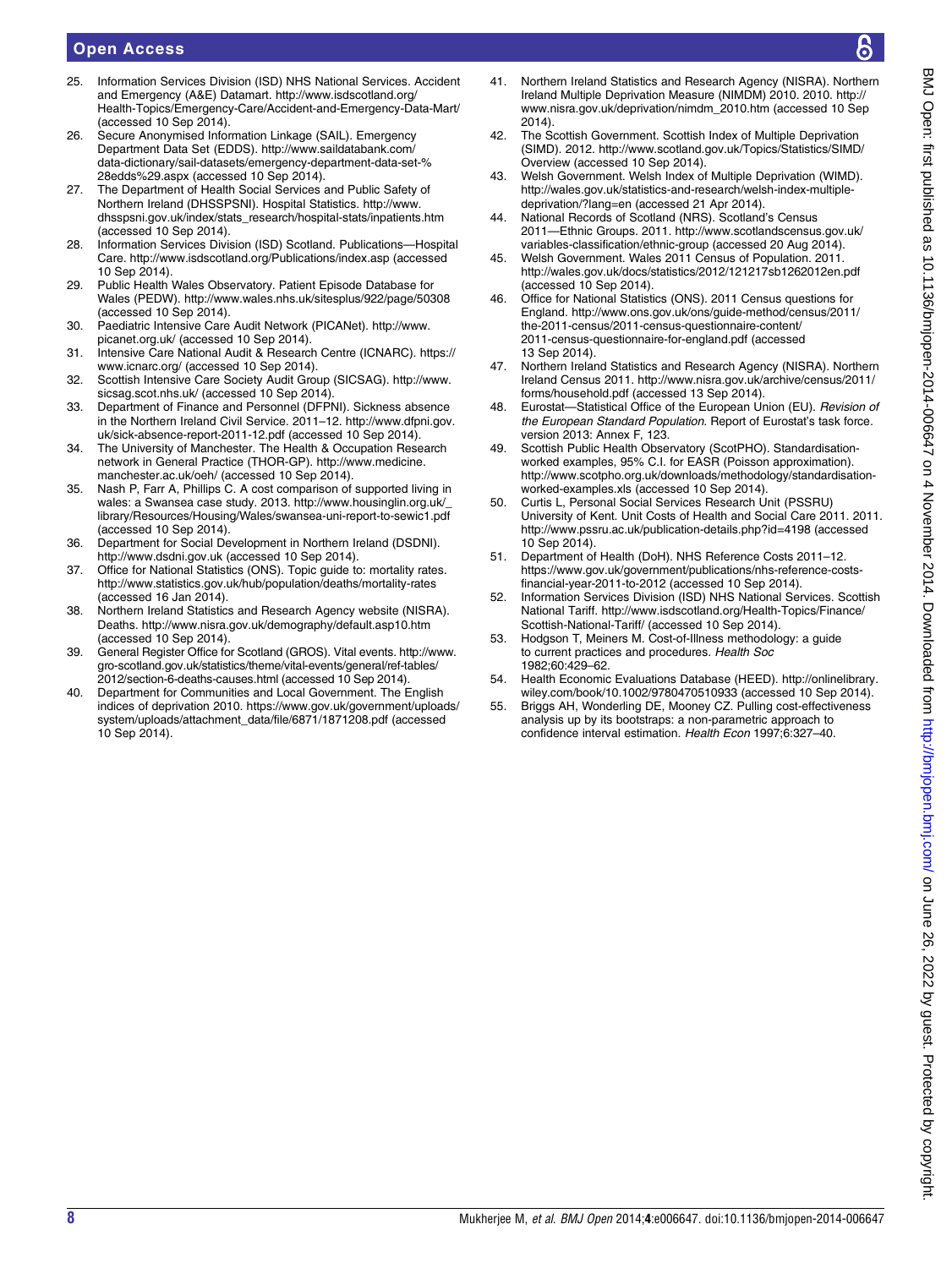25. Information Services Division (ISD) NHS National Services. Accident and Emergency (A&E) Datamart. http://www.isdscotland.org/Health-Topics/Emergency-Care/Accident-and-Emergency-Data-Mart/ (accessed 10 Sep 2014).
26. Secure Anonymised Information Linkage (SAIL). Emergency Department Data Set (EDDS). http://www.saildatabank.com/data-dictionary/sail-datasets/emergency-department-data-set-%28edds%29.aspx (accessed 10 Sep 2014).
27. The Department of Health Social Services and Public Safety of Northern Ireland (DHSSPSNI). Hospital Statistics. http://www.dhsspsni.gov.uk/index/stats_research/hospital-stats/inpatients.htm (accessed 10 Sep 2014).
28. Information Services Division (ISD) Scotland. Publications—Hospital Care. http://www.isdscotland.org/Publications/index.asp (accessed 10 Sep 2014).
29. Public Health Wales Observatory. Patient Episode Database for Wales (PEDW). http://www.wales.nhs.uk/sitesplus/922/page/50308 (accessed 10 Sep 2014).
30. Paediatric Intensive Care Audit Network (PICANet). http://www.picanet.org.uk/ (accessed 10 Sep 2014).
31. Intensive Care National Audit & Research Centre (ICNARC). https://www.icnarc.org/ (accessed 10 Sep 2014).
32. Scottish Intensive Care Society Audit Group (SICSAG). http://www.sicsag.scot.nhs.uk/ (accessed 10 Sep 2014).
33. Department of Finance and Personnel (DFPNI). Sickness absence in the Northern Ireland Civil Service. 2011–12. http://www.dfpni.gov.uk/sick-absence-report-2011-12.pdf (accessed 10 Sep 2014).
34. The University of Manchester. The Health & Occupation Research network in General Practice (THOR-GP). http://www.medicine.manchester.ac.uk/oeh/ (accessed 10 Sep 2014).
35. Nash P, Farr A, Phillips C. A cost comparison of supported living in wales: a Swansea case study. 2013. http://www.housinglin.org.uk/_library/Resources/Housing/Wales/swansea-uni-report-to-sewic1.pdf (accessed 10 Sep 2014).
36. Department for Social Development in Northern Ireland (DSDNI). http://www.dsdni.gov.uk (accessed 10 Sep 2014).
37. Office for National Statistics (ONS). Topic guide to: mortality rates. http://www.statistics.gov.uk/hub/population/deaths/mortality-rates (accessed 16 Jan 2014).
38. Northern Ireland Statistics and Research Agency website (NISRA). Deaths. http://www.nisra.gov.uk/demography/default.asp10.htm (accessed 10 Sep 2014).
39. General Register Office for Scotland (GROS). Vital events. http://www.gro-scotland.gov.uk/statistics/theme/vital-events/general/ref-tables/2012/section-6-deaths-causes.html (accessed 10 Sep 2014).
40. Department for Communities and Local Government. The English indices of deprivation 2010. https://www.gov.uk/government/uploads/system/uploads/attachment_data/file/6871/1871208.pdf (accessed 10 Sep 2014).
41. Northern Ireland Statistics and Research Agency (NISRA). Northern Ireland Multiple Deprivation Measure (NIMDM) 2010. 2010. http://www.nisra.gov.uk/deprivation/nimdm_2010.htm (accessed 10 Sep 2014).
42. The Scottish Government. Scottish Index of Multiple Deprivation (SIMD). 2012. http://www.scotland.gov.uk/Topics/Statistics/SIMD/Overview (accessed 10 Sep 2014).
43. Welsh Government. Welsh Index of Multiple Deprivation (WIMD). http://wales.gov.uk/statistics-and-research/welsh-index-multiple-deprivation/?lang=en (accessed 21 Apr 2014).
44. National Records of Scotland (NRS). Scotland's Census 2011—Ethnic Groups. 2011. http://www.scotlandscensus.gov.uk/variables-classification/ethnic-group (accessed 20 Aug 2014).
45. Welsh Government. Wales 2011 Census of Population. 2011. http://wales.gov.uk/docs/statistics/2012/121217sb1262012en.pdf (accessed 10 Sep 2014).
46. Office for National Statistics (ONS). 2011 Census questions for England. http://www.ons.gov.uk/ons/guide-method/census/2011/the-2011-census/2011-census-questionnaire-content/2011-census-questionnaire-for-england.pdf (accessed 13 Sep 2014).
47. Northern Ireland Statistics and Research Agency (NISRA). Northern Ireland Census 2011. http://www.nisra.gov.uk/archive/census/2011/forms/household.pdf (accessed 13 Sep 2014).
48. Eurostat—Statistical Office of the European Union (EU). *Revision of the European Standard Population*. Report of Eurostat's task force. version 2013: Annex F, 123.
49. Scottish Public Health Observatory (ScotPHO). Standardisation-worked examples, 95% C.I. for EASR (Poisson approximation). http://www.scotpho.org.uk/downloads/methodology/standardisation-worked-examples.xls (accessed 10 Sep 2014).
50. Curtis L, Personal Social Services Research Unit (PSSRU) University of Kent. Unit Costs of Health and Social Care 2011. 2011. http://www.pssru.ac.uk/publication-details.php?id=4198 (accessed 10 Sep 2014).
51. Department of Health (DoH). NHS Reference Costs 2011–12. https://www.gov.uk/government/publications/nhs-reference-costs-financial-year-2011-to-2012 (accessed 10 Sep 2014).
52. Information Services Division (ISD) NHS National Services. Scottish National Tariff. http://www.isdscotland.org/Health-Topics/Finance/Scottish-National-Tariff/ (accessed 10 Sep 2014).
53. Hodgson T, Meiners M. Cost-of-Illness methodology: a guide to current practices and procedures. *Health Soc* 1982;60:429–62.
54. Health Economic Evaluations Database (HEED). http://onlinelibrary.wiley.com/book/10.1002/9780470510933 (accessed 10 Sep 2014).
55. Briggs AH, Wonderling DE, Mooney CZ. Pulling cost-effectiveness analysis up by its bootstraps: a non-parametric approach to confidence interval estimation. *Health Econ* 1997;6:327–40.